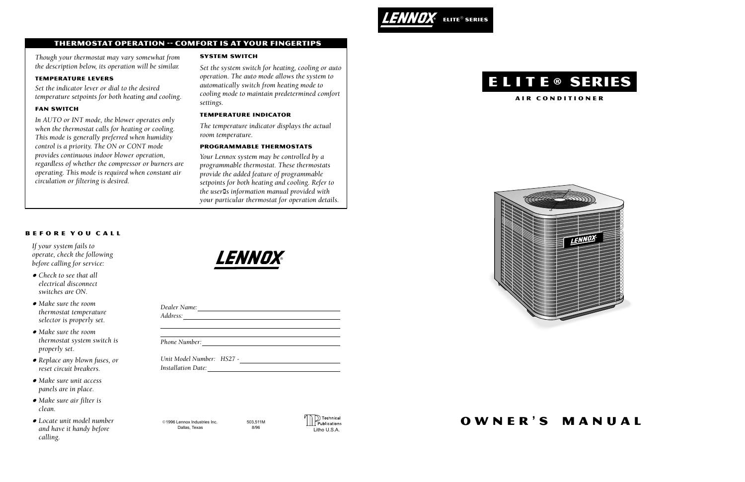## THERMOSTAT OPERATION -- COMFORT IS AT YOUR FINGERTIPS

*Though your thermostat may vary somewhat from the description below, its operation will be similar.*

### TEMPERATURE LEVERS

*Set the indicator lever or dial to the desired temperature setpoints for both heating and cooling.*

### FAN SWITCH

*In AUTO or INT mode, the blower operates only when the thermostat calls for heating or cooling. This mode is generally preferred when humidity control is a priority. The ON or CONT mode provides continuous indoor blower operation, regardless of whether the compressor or burners are operating. This mode is required when constant air circulation or filtering is desired.*

### SYSTEM SWITCH

*Set the system switch for heating, cooling or auto operation. The auto mode allows the system to automatically switch from heating mode to cooling mode to maintain predetermined comfort settings.*

### TEMPERATURE INDICATOR

*The temperature indicator displays the actual room temperature.*

### PROGRAMMABLE THERMOSTATS

*Your Lennox system may be controlled by a programmable thermostat. These thermostats provide the added feature of programmable setpoints for both heating and cooling. Refer to the user's information manual provided with your particular thermostat for operation details.*

## BEFORE YOU CALL

*If your system fails to operate, check the following before calling for service:*

- *Check to see that all electrical disconnect switches are ON.*
- *Make sure the room thermostat temperature selector is properly set.*
- *Make sure the room thermostat system switch is properly set.*
- *Replace any blown fuses, or reset circuit breakers.*
- *Make sure unit access panels are in place.*
- *Make sure air filter is clean.*
- *Locate unit model number and have it handy before calling.*

LENNOX®

*Dealer Name:* ______________________

*Address:* ______________________

______________________

______________________

*Phone Number:* ______________________

*Unit Model Number: HS27 -* ______________________

*Installation Date:* ______________________

©1996 Lennox Industries Inc. Dallas, Texas

503,511M 8/96

Technical Publications Litho U.S.A.

LENNOX® ELITE® SERIES

# ELITE® SERIES

AIR CONDITIONER

# OWNER'S MANUAL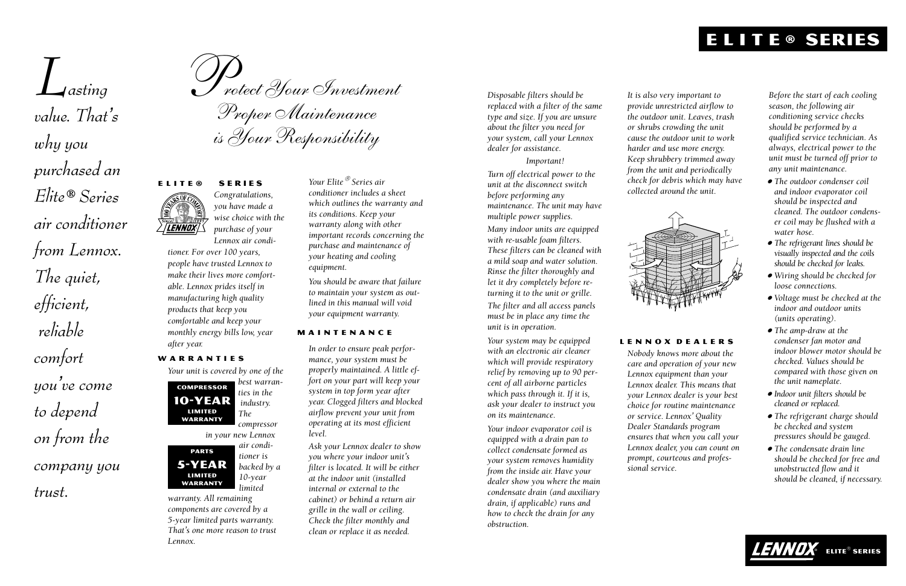# ELITE® SERIES

*Lasting value. That's why you purchased an Elite® Series air conditioner from Lennox. The quiet, efficient, reliable comfort you've come to depend on from the company you trust.*

## *Protect Your Investment Proper Maintenance is Your Responsibility*

### ELITE® SERIES

*Congratulations, you have made a wise choice with the purchase of your Lennox air conditioner. For over 100 years, people have trusted Lennox to make their lives more comfortable. Lennox prides itself in manufacturing high quality products that keep you comfortable and keep your monthly energy bills low, year after year.*

### WARRANTIES

**COMPRESSOR 10-YEAR LIMITED WARRANTY**

**PARTS 5-YEAR LIMITED WARRANTY**

*Your unit is covered by one of the best warranties in the industry. The compressor in your new Lennox air conditioner is backed by a 10-year limited warranty. All remaining components are covered by a 5-year limited parts warranty. That's one more reason to trust Lennox.*

*Your Elite® Series air conditioner includes a sheet which outlines the warranty and its conditions. Keep your warranty along with other important records concerning the purchase and maintenance of your heating and cooling equipment.*

*You should be aware that failure to maintain your system as outlined in this manual will void your equipment warranty.*

### MAINTENANCE

*In order to ensure peak performance, your system must be properly maintained. A little effort on your part will keep your system in top form year after year. Clogged filters and blocked airflow prevent your unit from operating at its most efficient level.*

*Ask your Lennox dealer to show you where your indoor unit's filter is located. It will be either at the indoor unit (installed internal or external to the cabinet) or behind a return air grille in the wall or ceiling. Check the filter monthly and clean or replace it as needed.*

*Disposable filters should be replaced with a filter of the same type and size. If you are unsure about the filter you need for your system, call your Lennox dealer for assistance.*

*Important!*

*Turn off electrical power to the unit at the disconnect switch before performing any maintenance. The unit may have multiple power supplies.*

*Many indoor units are equipped with re-usable foam filters. These filters can be cleaned with a mild soap and water solution. Rinse the filter thoroughly and let it dry completely before returning it to the unit or grille.*

*The filter and all access panels must be in place any time the unit is in operation.*

*Your system may be equipped with an electronic air cleaner which will provide respiratory relief by removing up to 90 percent of all airborne particles which pass through it. If it is, ask your dealer to instruct you on its maintenance.*

*Your indoor evaporator coil is equipped with a drain pan to collect condensate formed as your system removes humidity from the inside air. Have your dealer show you where the main condensate drain (and auxiliary drain, if applicable) runs and how to check the drain for any obstruction.*

*It is also very important to provide unrestricted airflow to the outdoor unit. Leaves, trash or shrubs crowding the unit cause the outdoor unit to work harder and use more energy. Keep shrubbery trimmed away from the unit and periodically check for debris which may have collected around the unit.*

### LENNOX DEALERS

*Nobody knows more about the care and operation of your new Lennox equipment than your Lennox dealer. This means that your Lennox dealer is your best choice for routine maintenance or service. Lennox' Quality Dealer Standards program ensures that when you call your Lennox dealer, you can count on prompt, courteous and professional service.*

*Before the start of each cooling season, the following air conditioning service checks should be performed by a qualified service technician. As always, electrical power to the unit must be turned off prior to any unit maintenance.*

- *The outdoor condenser coil and indoor evaporator coil should be inspected and cleaned. The outdoor condenser coil may be flushed with a water hose.*
- *The refrigerant lines should be visually inspected and the coils should be checked for leaks.*
- *Wiring should be checked for loose connections.*
- *Voltage must be checked at the indoor and outdoor units (units operating).*
- *The amp-draw at the condenser fan motor and indoor blower motor should be checked. Values should be compared with those given on the unit nameplate.*
- *Indoor unit filters should be cleaned or replaced.*
- *The refrigerant charge should be checked and system pressures should be gauged.*
- *The condensate drain line should be checked for free and unobstructed flow and it should be cleaned, if necessary.*

LENNOX® ELITE® SERIES